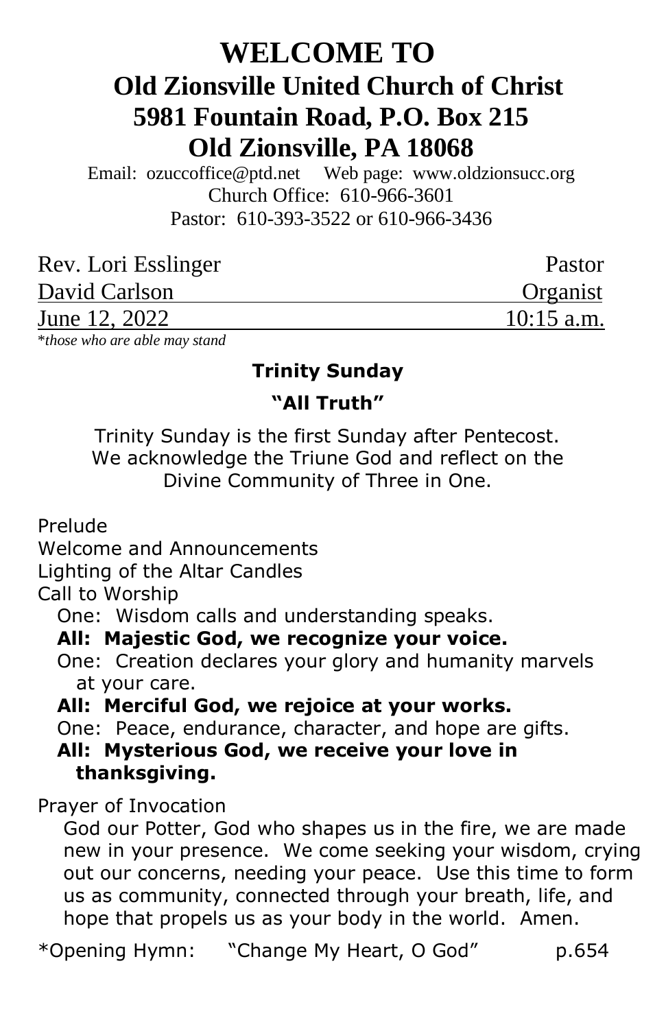# WELCOME TO
## Old Zionsville United Church of Christ
## 5981 Fountain Road, P.O. Box 215
## Old Zionsville, PA 18068

Email: ozuccoffice@ptd.net Web page: www.oldzionsucc.org
Church Office: 610-966-3601
Pastor: 610-393-3522 or 610-966-3436

| | |
|---|---|
| Rev. Lori Esslinger | Pastor |
| David Carlson | Organist |
| June 12, 2022 | 10:15 a.m. |

*\*those who are able may stand*

### Trinity Sunday

### "All Truth"

Trinity Sunday is the first Sunday after Pentecost. We acknowledge the Triune God and reflect on the Divine Community of Three in One.

Prelude

Welcome and Announcements

Lighting of the Altar Candles

Call to Worship

One: Wisdom calls and understanding speaks.

**All: Majestic God, we recognize your voice.**

One: Creation declares your glory and humanity marvels at your care.

**All: Merciful God, we rejoice at your works.**

One: Peace, endurance, character, and hope are gifts.

**All: Mysterious God, we receive your love in thanksgiving.**

Prayer of Invocation

God our Potter, God who shapes us in the fire, we are made new in your presence. We come seeking your wisdom, crying out our concerns, needing your peace. Use this time to form us as community, connected through your breath, life, and hope that propels us as your body in the world. Amen.

*Opening Hymn: "Change My Heart, O God" p.654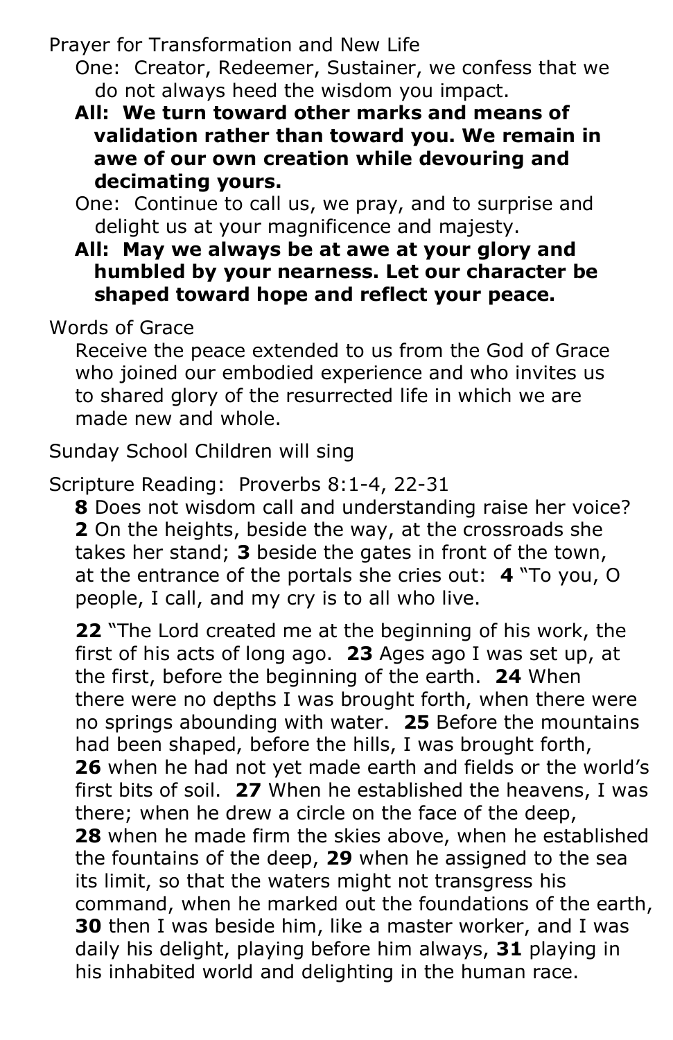Prayer for Transformation and New Life

One: Creator, Redeemer, Sustainer, we confess that we do not always heed the wisdom you impact.

**All: We turn toward other marks and means of validation rather than toward you. We remain in awe of our own creation while devouring and decimating yours.**

One: Continue to call us, we pray, and to surprise and delight us at your magnificence and majesty.

**All: May we always be at awe at your glory and humbled by your nearness. Let our character be shaped toward hope and reflect your peace.**

Words of Grace

Receive the peace extended to us from the God of Grace who joined our embodied experience and who invites us to shared glory of the resurrected life in which we are made new and whole.

Sunday School Children will sing

Scripture Reading: Proverbs 8:1-4, 22-31

**8** Does not wisdom call and understanding raise her voice? **2** On the heights, beside the way, at the crossroads she takes her stand; **3** beside the gates in front of the town, at the entrance of the portals she cries out: **4** "To you, O people, I call, and my cry is to all who live.

**22** "The Lord created me at the beginning of his work, the first of his acts of long ago. **23** Ages ago I was set up, at the first, before the beginning of the earth. **24** When there were no depths I was brought forth, when there were no springs abounding with water. **25** Before the mountains had been shaped, before the hills, I was brought forth, **26** when he had not yet made earth and fields or the world's first bits of soil. **27** When he established the heavens, I was there; when he drew a circle on the face of the deep, **28** when he made firm the skies above, when he established the fountains of the deep, **29** when he assigned to the sea its limit, so that the waters might not transgress his command, when he marked out the foundations of the earth, **30** then I was beside him, like a master worker, and I was daily his delight, playing before him always, **31** playing in his inhabited world and delighting in the human race.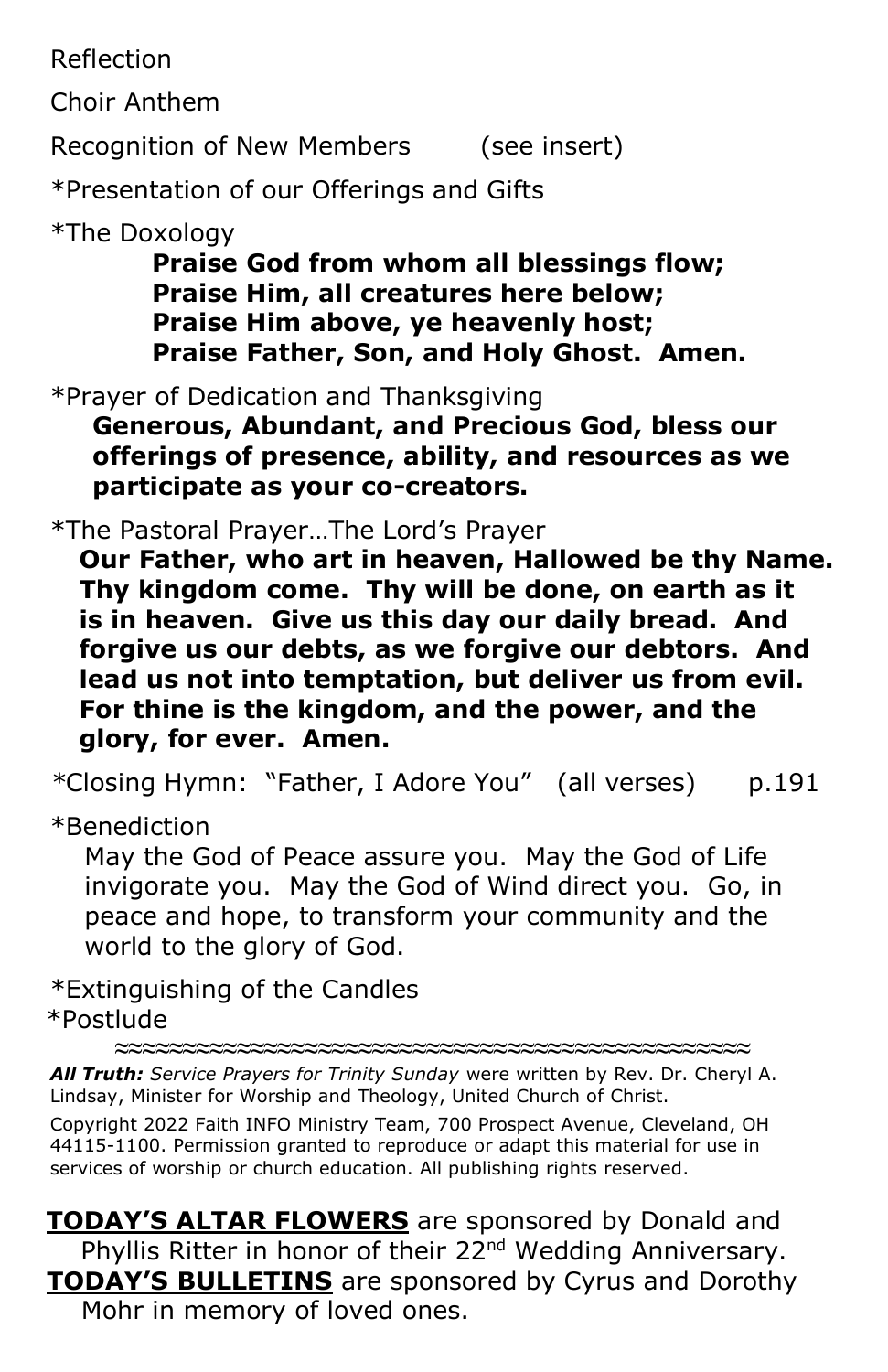Reflection

Choir Anthem

Recognition of New Members (see insert)

*Presentation of our Offerings and Gifts

*The Doxology

**Praise God from whom all blessings flow;**
**Praise Him, all creatures here below;**
**Praise Him above, ye heavenly host;**
**Praise Father, Son, and Holy Ghost. Amen.**

*Prayer of Dedication and Thanksgiving

**Generous, Abundant, and Precious God, bless our offerings of presence, ability, and resources as we participate as your co-creators.**

*The Pastoral Prayer…The Lord's Prayer

**Our Father, who art in heaven, Hallowed be thy Name. Thy kingdom come. Thy will be done, on earth as it is in heaven. Give us this day our daily bread. And forgive us our debts, as we forgive our debtors. And lead us not into temptation, but deliver us from evil. For thine is the kingdom, and the power, and the glory, for ever. Amen.**

*Closing Hymn: "Father, I Adore You" (all verses) p.191

*Benediction

May the God of Peace assure you. May the God of Life invigorate you. May the God of Wind direct you. Go, in peace and hope, to transform your community and the world to the glory of God.

*Extinguishing of the Candles

*Postlude

≈≈≈≈≈≈≈≈≈≈≈≈≈≈≈≈≈≈≈≈≈≈≈≈≈≈≈≈≈≈≈≈≈≈≈≈≈≈≈≈≈≈≈≈

***All Truth:** Service Prayers for Trinity Sunday* were written by Rev. Dr. Cheryl A. Lindsay, Minister for Worship and Theology, United Church of Christ.

Copyright 2022 Faith INFO Ministry Team, 700 Prospect Avenue, Cleveland, OH 44115-1100. Permission granted to reproduce or adapt this material for use in services of worship or church education. All publishing rights reserved.

**TODAY'S ALTAR FLOWERS** are sponsored by Donald and Phyllis Ritter in honor of their 22nd Wedding Anniversary.

**TODAY'S BULLETINS** are sponsored by Cyrus and Dorothy Mohr in memory of loved ones.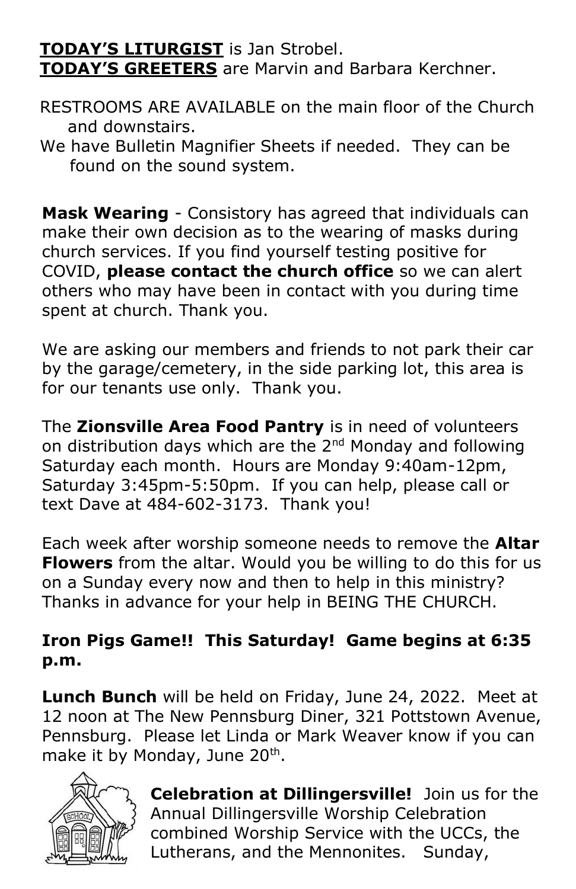**TODAY'S LITURGIST** is Jan Strobel.
**TODAY'S GREETERS** are Marvin and Barbara Kerchner.

RESTROOMS ARE AVAILABLE on the main floor of the Church and downstairs.
We have Bulletin Magnifier Sheets if needed. They can be found on the sound system.

**Mask Wearing** - Consistory has agreed that individuals can make their own decision as to the wearing of masks during church services. If you find yourself testing positive for COVID, **please contact the church office** so we can alert others who may have been in contact with you during time spent at church. Thank you.

We are asking our members and friends to not park their car by the garage/cemetery, in the side parking lot, this area is for our tenants use only. Thank you.

The **Zionsville Area Food Pantry** is in need of volunteers on distribution days which are the 2nd Monday and following Saturday each month. Hours are Monday 9:40am-12pm, Saturday 3:45pm-5:50pm. If you can help, please call or text Dave at 484-602-3173. Thank you!

Each week after worship someone needs to remove the **Altar Flowers** from the altar. Would you be willing to do this for us on a Sunday every now and then to help in this ministry? Thanks in advance for your help in BEING THE CHURCH.

**Iron Pigs Game!! This Saturday! Game begins at 6:35 p.m.**

**Lunch Bunch** will be held on Friday, June 24, 2022. Meet at 12 noon at The New Pennsburg Diner, 321 Pottstown Avenue, Pennsburg. Please let Linda or Mark Weaver know if you can make it by Monday, June 20th.

**Celebration at Dillingersville!** Join us for the Annual Dillingersville Worship Celebration combined Worship Service with the UCCs, the Lutherans, and the Mennonites. Sunday,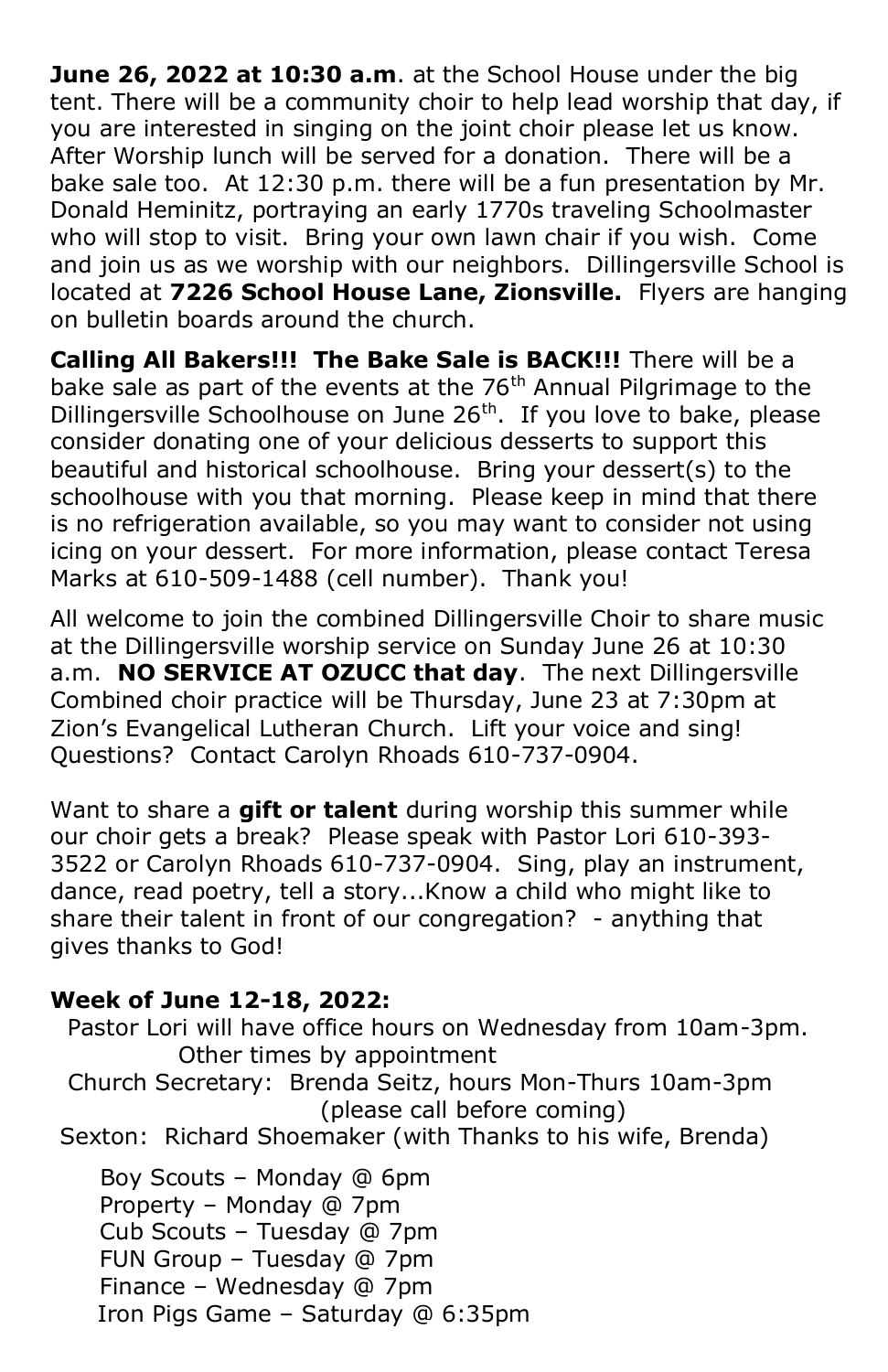**June 26, 2022 at 10:30 a.m**. at the School House under the big tent. There will be a community choir to help lead worship that day, if you are interested in singing on the joint choir please let us know. After Worship lunch will be served for a donation. There will be a bake sale too. At 12:30 p.m. there will be a fun presentation by Mr. Donald Heminitz, portraying an early 1770s traveling Schoolmaster who will stop to visit. Bring your own lawn chair if you wish. Come and join us as we worship with our neighbors. Dillingersville School is located at **7226 School House Lane, Zionsville.** Flyers are hanging on bulletin boards around the church.

**Calling All Bakers!!! The Bake Sale is BACK!!!** There will be a bake sale as part of the events at the 76th Annual Pilgrimage to the Dillingersville Schoolhouse on June 26th. If you love to bake, please consider donating one of your delicious desserts to support this beautiful and historical schoolhouse. Bring your dessert(s) to the schoolhouse with you that morning. Please keep in mind that there is no refrigeration available, so you may want to consider not using icing on your dessert. For more information, please contact Teresa Marks at 610-509-1488 (cell number). Thank you!

All welcome to join the combined Dillingersville Choir to share music at the Dillingersville worship service on Sunday June 26 at 10:30 a.m. **NO SERVICE AT OZUCC that day**. The next Dillingersville Combined choir practice will be Thursday, June 23 at 7:30pm at Zion's Evangelical Lutheran Church. Lift your voice and sing! Questions? Contact Carolyn Rhoads 610-737-0904.

Want to share a **gift or talent** during worship this summer while our choir gets a break? Please speak with Pastor Lori 610-393-3522 or Carolyn Rhoads 610-737-0904. Sing, play an instrument, dance, read poetry, tell a story...Know a child who might like to share their talent in front of our congregation? - anything that gives thanks to God!

**Week of June 12-18, 2022:**

Pastor Lori will have office hours on Wednesday from 10am-3pm. Other times by appointment

Church Secretary: Brenda Seitz, hours Mon-Thurs 10am-3pm (please call before coming)

Sexton: Richard Shoemaker (with Thanks to his wife, Brenda)

Boy Scouts – Monday @ 6pm
Property – Monday @ 7pm
Cub Scouts – Tuesday @ 7pm
FUN Group – Tuesday @ 7pm
Finance – Wednesday @ 7pm
Iron Pigs Game – Saturday @ 6:35pm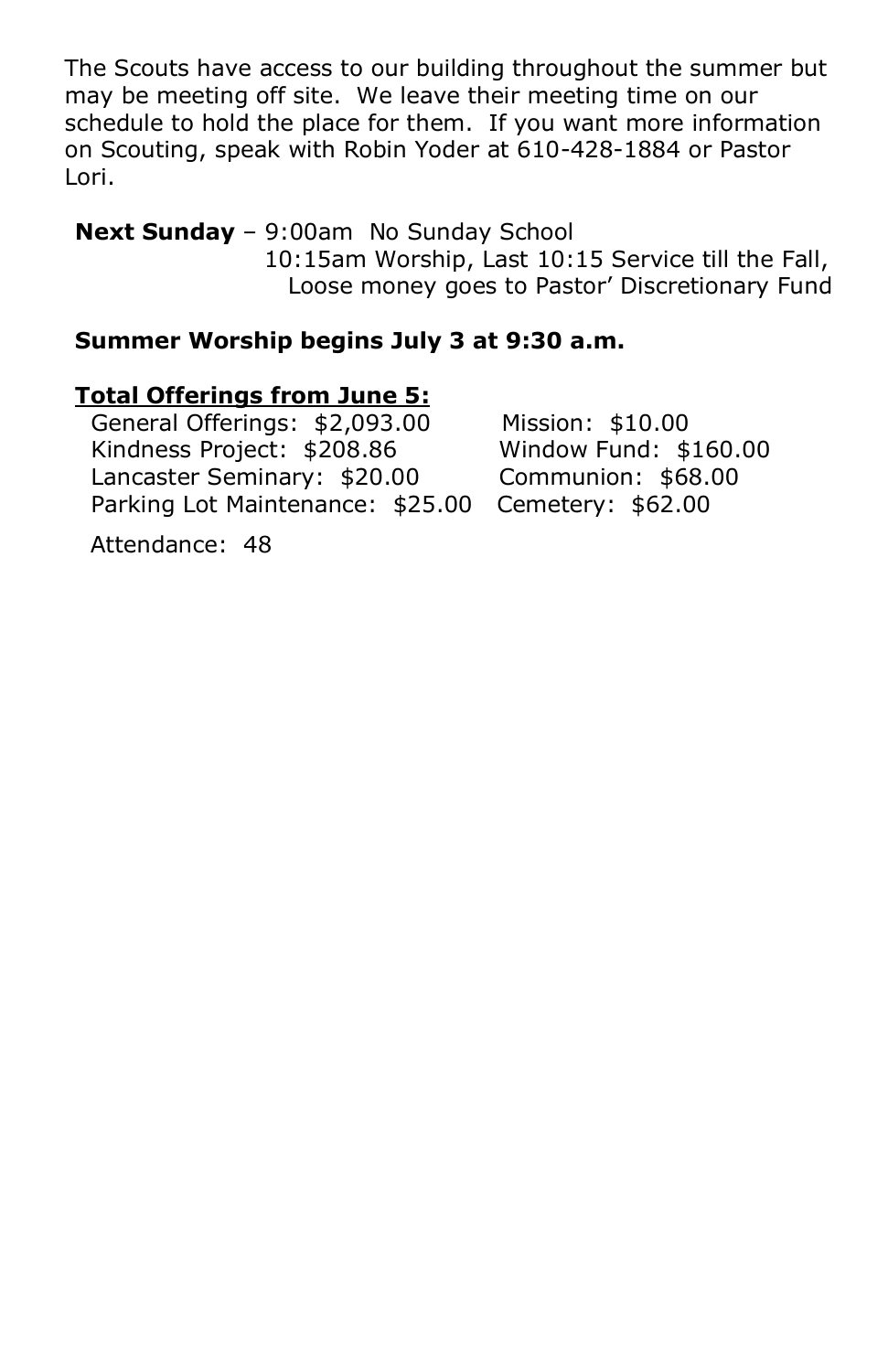The Scouts have access to our building throughout the summer but may be meeting off site. We leave their meeting time on our schedule to hold the place for them. If you want more information on Scouting, speak with Robin Yoder at 610-428-1884 or Pastor Lori.

**Next Sunday** – 9:00am No Sunday School
10:15am Worship, Last 10:15 Service till the Fall,
Loose money goes to Pastor' Discretionary Fund

**Summer Worship begins July 3 at 9:30 a.m.**

**<u>Total Offerings from June 5:</u>**

| | |
|---|---|
| General Offerings: $2,093.00 | Mission: $10.00 |
| Kindness Project: $208.86 | Window Fund: $160.00 |
| Lancaster Seminary: $20.00 | Communion: $68.00 |
| Parking Lot Maintenance: $25.00 | Cemetery: $62.00 |

Attendance: 48